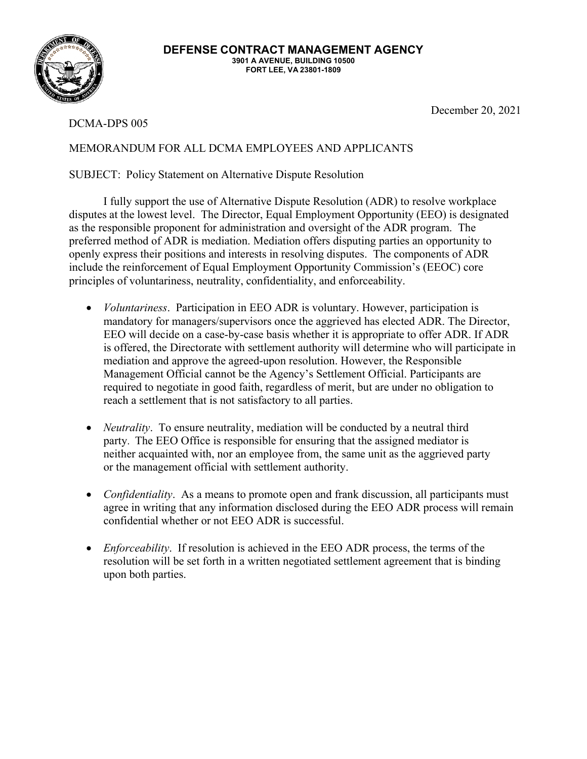**DEFENSE CONTRACT MANAGEMENT AGENCY**
**3901 A AVENUE, BUILDING 10500**
**FORT LEE, VA 23801-1809**

December 20, 2021

DCMA-DPS 005

MEMORANDUM FOR ALL DCMA EMPLOYEES AND APPLICANTS

SUBJECT: Policy Statement on Alternative Dispute Resolution

I fully support the use of Alternative Dispute Resolution (ADR) to resolve workplace disputes at the lowest level. The Director, Equal Employment Opportunity (EEO) is designated as the responsible proponent for administration and oversight of the ADR program. The preferred method of ADR is mediation. Mediation offers disputing parties an opportunity to openly express their positions and interests in resolving disputes. The components of ADR include the reinforcement of Equal Employment Opportunity Commission's (EEOC) core principles of voluntariness, neutrality, confidentiality, and enforceability.

- *Voluntariness*. Participation in EEO ADR is voluntary. However, participation is mandatory for managers/supervisors once the aggrieved has elected ADR. The Director, EEO will decide on a case-by-case basis whether it is appropriate to offer ADR. If ADR is offered, the Directorate with settlement authority will determine who will participate in mediation and approve the agreed-upon resolution. However, the Responsible Management Official cannot be the Agency's Settlement Official. Participants are required to negotiate in good faith, regardless of merit, but are under no obligation to reach a settlement that is not satisfactory to all parties.

- *Neutrality*. To ensure neutrality, mediation will be conducted by a neutral third party. The EEO Office is responsible for ensuring that the assigned mediator is neither acquainted with, nor an employee from, the same unit as the aggrieved party or the management official with settlement authority.

- *Confidentiality*. As a means to promote open and frank discussion, all participants must agree in writing that any information disclosed during the EEO ADR process will remain confidential whether or not EEO ADR is successful.

- *Enforceability*. If resolution is achieved in the EEO ADR process, the terms of the resolution will be set forth in a written negotiated settlement agreement that is binding upon both parties.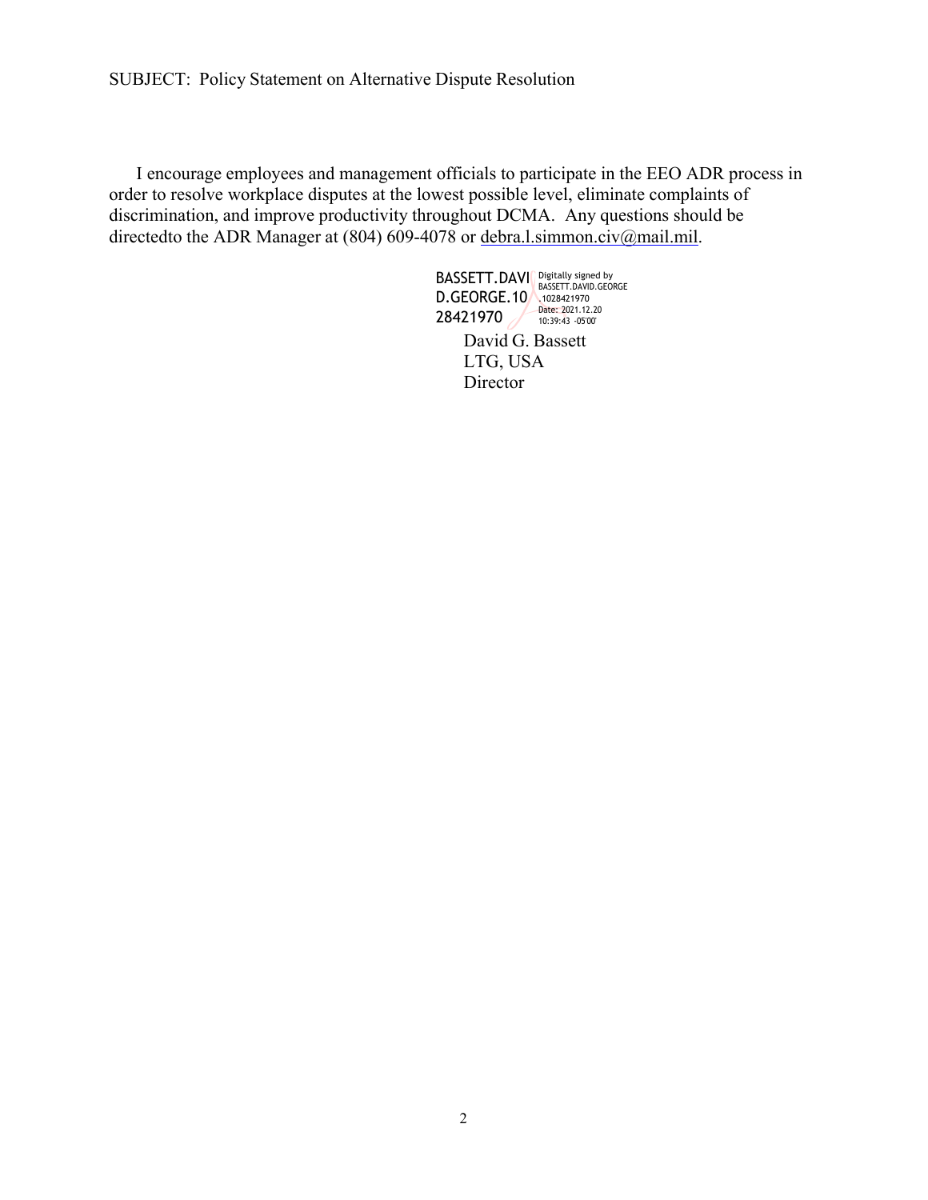SUBJECT: Policy Statement on Alternative Dispute Resolution

I encourage employees and management officials to participate in the EEO ADR process in order to resolve workplace disputes at the lowest possible level, eliminate complaints of discrimination, and improve productivity throughout DCMA. Any questions should be directedto the ADR Manager at (804) 609-4078 or debra.l.simmon.civ@mail.mil.

BASSETT.DAVID.GEORGE.1028421970
Digitally signed by BASSETT.DAVID.GEORGE.1028421970
Date: 2021.12.20 10:39:43 -05'00'

David G. Bassett
LTG, USA
Director